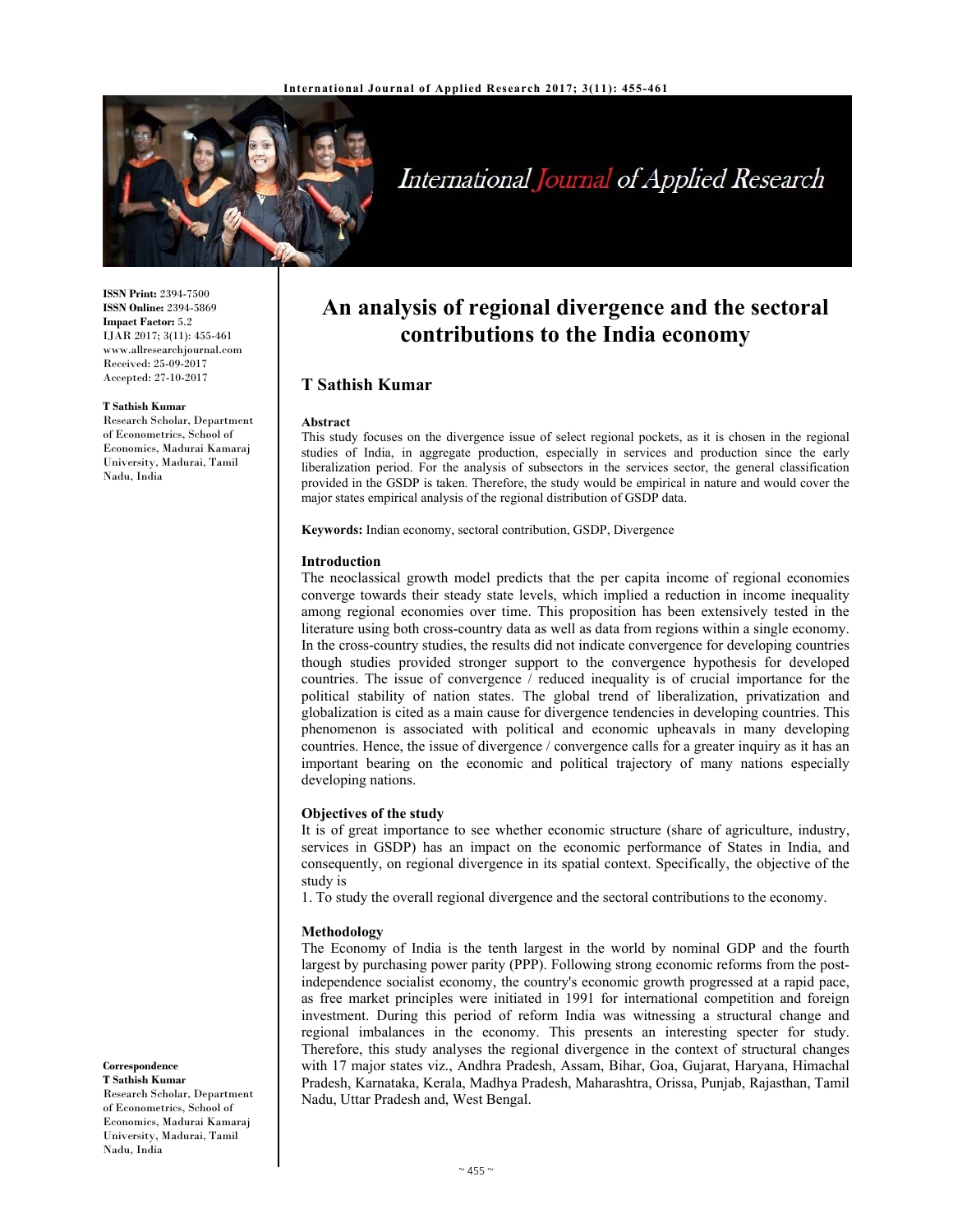# An analysis of regional divergence and the sectoral contributions to the India economy

**T Sathish Kumar**

**ISSN Print:** 2394-7500
**ISSN Online:** 2394-5869
**Impact Factor:** 5.2
IJAR 2017; 3(11): 455-461
www.allresearchjournal.com
Received: 25-09-2017
Accepted: 27-10-2017

**T Sathish Kumar**
Research Scholar, Department of Econometrics, School of Economics, Madurai Kamaraj University, Madurai, Tamil Nadu, India

**Correspondence**
**T Sathish Kumar**
Research Scholar, Department of Econometrics, School of Economics, Madurai Kamaraj University, Madurai, Tamil Nadu, India

### Abstract

This study focuses on the divergence issue of select regional pockets, as it is chosen in the regional studies of India, in aggregate production, especially in services and production since the early liberalization period. For the analysis of subsectors in the services sector, the general classification provided in the GSDP is taken. Therefore, the study would be empirical in nature and would cover the major states empirical analysis of the regional distribution of GSDP data.

**Keywords:** Indian economy, sectoral contribution, GSDP, Divergence

### Introduction

The neoclassical growth model predicts that the per capita income of regional economies converge towards their steady state levels, which implied a reduction in income inequality among regional economies over time. This proposition has been extensively tested in the literature using both cross-country data as well as data from regions within a single economy. In the cross-country studies, the results did not indicate convergence for developing countries though studies provided stronger support to the convergence hypothesis for developed countries. The issue of convergence / reduced inequality is of crucial importance for the political stability of nation states. The global trend of liberalization, privatization and globalization is cited as a main cause for divergence tendencies in developing countries. This phenomenon is associated with political and economic upheavals in many developing countries. Hence, the issue of divergence / convergence calls for a greater inquiry as it has an important bearing on the economic and political trajectory of many nations especially developing nations.

### Objectives of the study

It is of great importance to see whether economic structure (share of agriculture, industry, services in GSDP) has an impact on the economic performance of States in India, and consequently, on regional divergence in its spatial context. Specifically, the objective of the study is

1. To study the overall regional divergence and the sectoral contributions to the economy.

### Methodology

The Economy of India is the tenth largest in the world by nominal GDP and the fourth largest by purchasing power parity (PPP). Following strong economic reforms from the post-independence socialist economy, the country's economic growth progressed at a rapid pace, as free market principles were initiated in 1991 for international competition and foreign investment. During this period of reform India was witnessing a structural change and regional imbalances in the economy. This presents an interesting specter for study. Therefore, this study analyses the regional divergence in the context of structural changes with 17 major states viz., Andhra Pradesh, Assam, Bihar, Goa, Gujarat, Haryana, Himachal Pradesh, Karnataka, Kerala, Madhya Pradesh, Maharashtra, Orissa, Punjab, Rajasthan, Tamil Nadu, Uttar Pradesh and, West Bengal.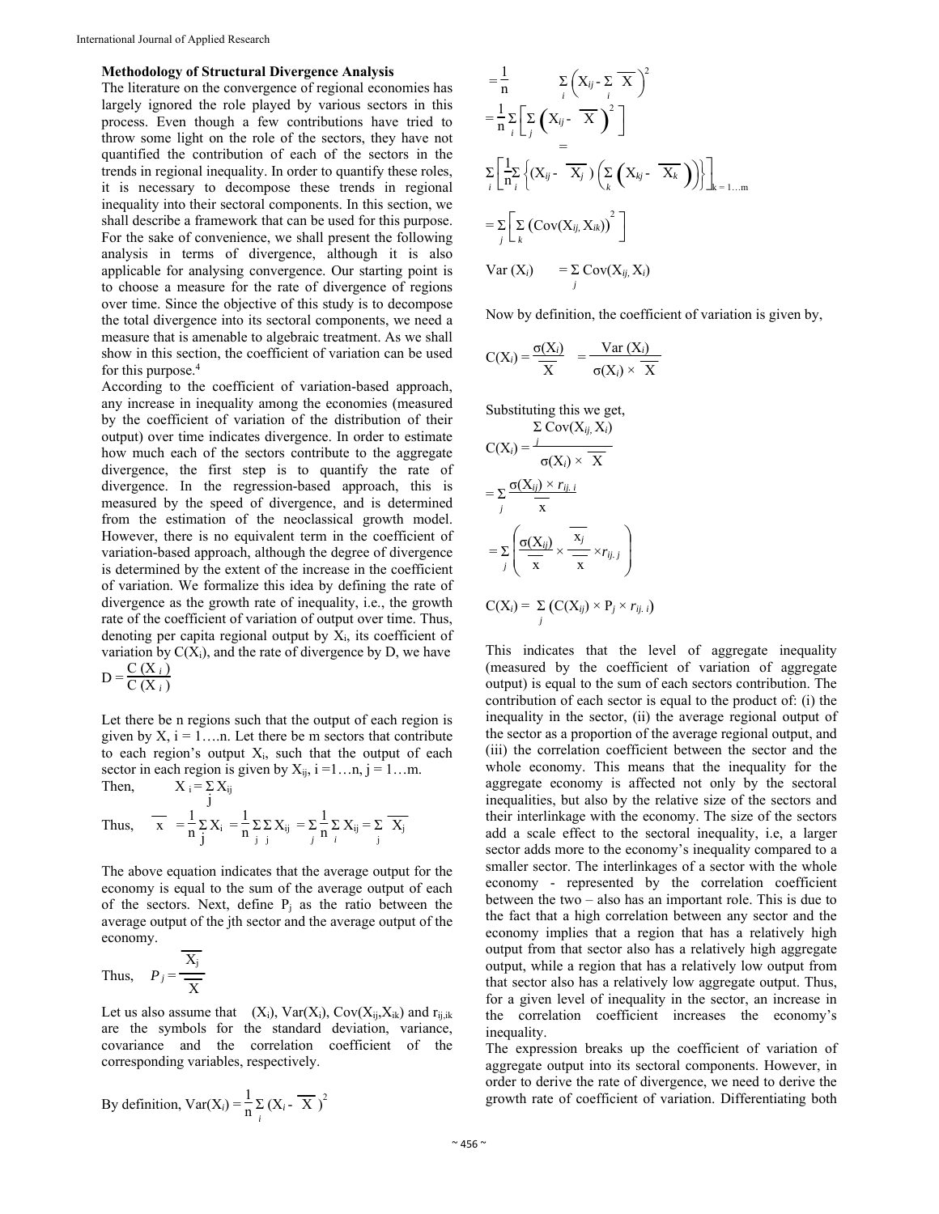**Methodology of Structural Divergence Analysis**

The literature on the convergence of regional economies has largely ignored the role played by various sectors in this process. Even though a few contributions have tried to throw some light on the role of the sectors, they have not quantified the contribution of each of the sectors in the trends in regional inequality. In order to quantify these roles, it is necessary to decompose these trends in regional inequality into their sectoral components. In this section, we shall describe a framework that can be used for this purpose. For the sake of convenience, we shall present the following analysis in terms of divergence, although it is also applicable for analysing convergence. Our starting point is to choose a measure for the rate of divergence of regions over time. Since the objective of this study is to decompose the total divergence into its sectoral components, we need a measure that is amenable to algebraic treatment. As we shall show in this section, the coefficient of variation can be used for this purpose.[4]

According to the coefficient of variation-based approach, any increase in inequality among the economies (measured by the coefficient of variation of the distribution of their output) over time indicates divergence. In order to estimate how much each of the sectors contribute to the aggregate divergence, the first step is to quantify the rate of divergence. In the regression-based approach, this is measured by the speed of divergence, and is determined from the estimation of the neoclassical growth model. However, there is no equivalent term in the coefficient of variation-based approach, although the degree of divergence is determined by the extent of the increase in the coefficient of variation. We formalize this idea by defining the rate of divergence as the growth rate of inequality, i.e., the growth rate of the coefficient of variation of output over time. Thus, denoting per capita regional output by $X_i$, its coefficient of variation by $C(X_i)$, and the rate of divergence by D, we have

$$D = \frac{C\,(X_i)}{C\,(X_i)}$$

Let there be n regions such that the output of each region is given by X, i = 1….n. Let there be m sectors that contribute to each region's output $X_i$, such that the output of each sector in each region is given by $X_{ij}$, i =1…n, j = 1…m.

Then, $$X_i = \sum_j X_{ij}$$

Thus, $$\overline{x} = \frac{1}{n}\sum_j X_i = \frac{1}{n}\sum_j\sum_j X_{ij} = \sum_j \frac{1}{n}\sum_i X_{ij} = \sum_j \overline{X_j}$$

The above equation indicates that the average output for the economy is equal to the sum of the average output of each of the sectors. Next, define $P_j$ as the ratio between the average output of the jth sector and the average output of the economy.

Thus, $$P_j = \frac{\overline{X_j}}{\overline{X}}$$

Let us also assume that $(X_i)$, $Var(X_i)$, $Cov(X_{ij},X_{ik})$ and $r_{ij,ik}$ are the symbols for the standard deviation, variance, covariance and the correlation coefficient of the corresponding variables, respectively.

By definition, $$Var(X_i) = \frac{1}{n}\sum_i (X_i - \overline{X})^2$$

$$= \frac{1}{n} \sum_i \left(X_{ij} - \sum_i \overline{X}\right)^2$$

$$= \frac{1}{n}\sum_i \left[\sum_j \left(X_{ij} - \overline{X}\right)^2\right]$$

$$= \sum_i \left[\frac{1}{n}\sum_i \left\{(X_{ij} - \overline{X_j})\left(\sum_k \left(X_{kj} - \overline{X_k}\right)\right)\right\}\right]_{k=1\ldots m}$$

$$= \sum_j \left[\sum_k \left(Cov(X_{ij}, X_{ik})\right)^2\right]$$

$$Var(X_i) = \sum_j Cov(X_{ij}, X_i)$$

Now by definition, the coefficient of variation is given by,

$$C(X_i) = \frac{\sigma(X_i)}{\overline{X}} = \frac{Var\,(X_i)}{\sigma(X_i) \times \overline{X}}$$

Substituting this we get,

$$C(X_i) = \frac{\sum_j Cov(X_{ij}, X_i)}{\sigma(X_i) \times \overline{X}}$$

$$= \sum_j \frac{\sigma(X_{ij}) \times r_{ij.\,i}}{\overline{x}}$$

$$= \sum_j \left(\frac{\sigma(X_{ij})}{\overline{x}} \times \frac{\overline{x_j}}{\overline{x}} \times r_{ij.\,j}\right)$$

$$C(X_i) = \sum_j \left(C(X_{ij}) \times P_j \times r_{ij.\,i}\right)$$

This indicates that the level of aggregate inequality (measured by the coefficient of variation of aggregate output) is equal to the sum of each sectors contribution. The contribution of each sector is equal to the product of: (i) the inequality in the sector, (ii) the average regional output of the sector as a proportion of the average regional output, and (iii) the correlation coefficient between the sector and the whole economy. This means that the inequality for the aggregate economy is affected not only by the sectoral inequalities, but also by the relative size of the sectors and their interlinkage with the economy. The size of the sectors add a scale effect to the sectoral inequality, i.e, a larger sector adds more to the economy's inequality compared to a smaller sector. The interlinkages of a sector with the whole economy - represented by the correlation coefficient between the two – also has an important role. This is due to the fact that a high correlation between any sector and the economy implies that a region that has a relatively high output from that sector also has a relatively high aggregate output, while a region that has a relatively low output from that sector also has a relatively low aggregate output. Thus, for a given level of inequality in the sector, an increase in the correlation coefficient increases the economy's inequality.

The expression breaks up the coefficient of variation of aggregate output into its sectoral components. However, in order to derive the rate of divergence, we need to derive the growth rate of coefficient of variation. Differentiating both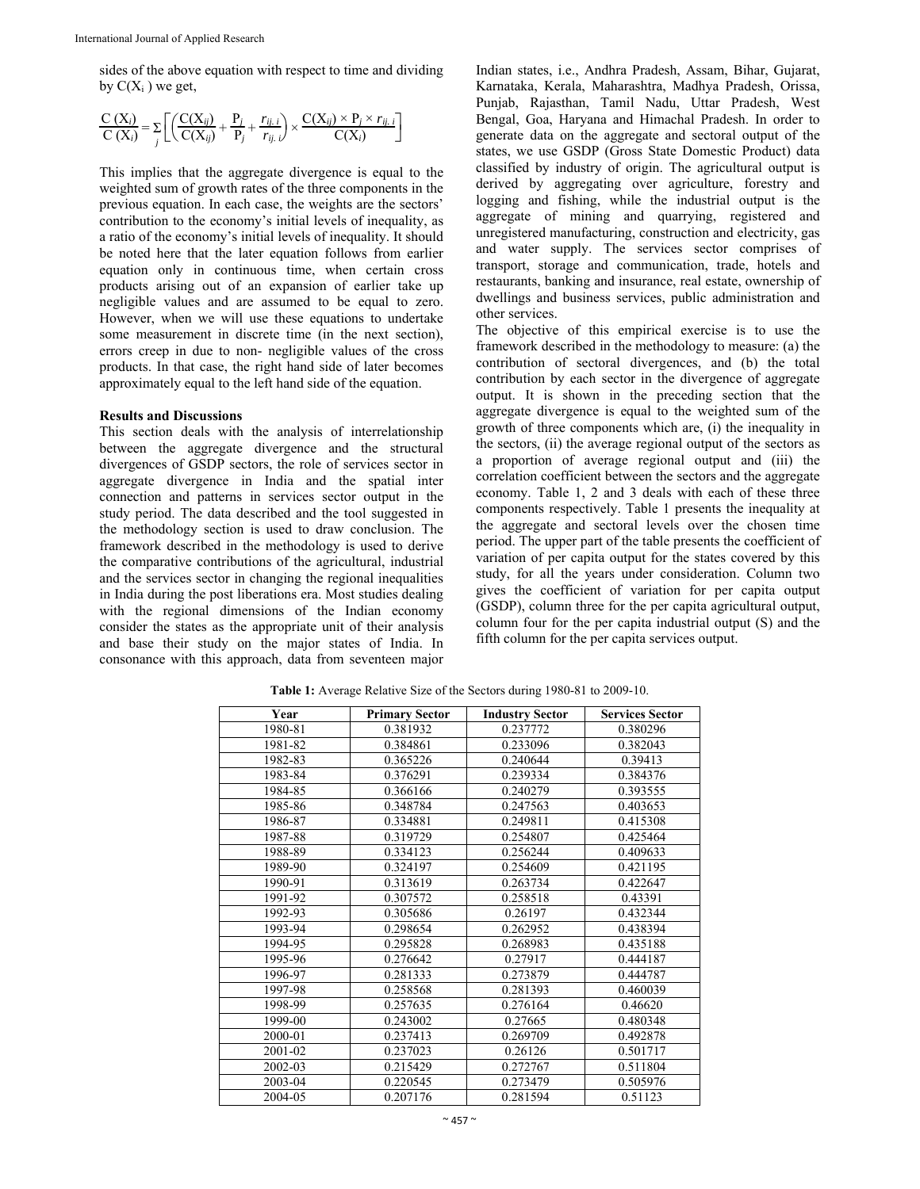sides of the above equation with respect to time and dividing by $C(X_i)$ we get,

$$\frac{\dot{C}(X_i)}{C(X_i)} = \sum_j \left[ \left( \frac{\dot{C}(X_{ij})}{C(X_{ij})} + \frac{\dot{P}_j}{P_j} + \frac{\dot{r}_{ij.i}}{r_{ij.i}} \right) \times \frac{C(X_{ij}) \times P_j \times r_{ij.i}}{C(X_i)} \right]$$

This implies that the aggregate divergence is equal to the weighted sum of growth rates of the three components in the previous equation. In each case, the weights are the sectors' contribution to the economy's initial levels of inequality, as a ratio of the economy's initial levels of inequality. It should be noted here that the later equation follows from earlier equation only in continuous time, when certain cross products arising out of an expansion of earlier take up negligible values and are assumed to be equal to zero. However, when we will use these equations to undertake some measurement in discrete time (in the next section), errors creep in due to non- negligible values of the cross products. In that case, the right hand side of later becomes approximately equal to the left hand side of the equation.

**Results and Discussions**

This section deals with the analysis of interrelationship between the aggregate divergence and the structural divergences of GSDP sectors, the role of services sector in aggregate divergence in India and the spatial inter connection and patterns in services sector output in the study period. The data described and the tool suggested in the methodology section is used to draw conclusion. The framework described in the methodology is used to derive the comparative contributions of the agricultural, industrial and the services sector in changing the regional inequalities in India during the post liberations era. Most studies dealing with the regional dimensions of the Indian economy consider the states as the appropriate unit of their analysis and base their study on the major states of India. In consonance with this approach, data from seventeen major Indian states, i.e., Andhra Pradesh, Assam, Bihar, Gujarat, Karnataka, Kerala, Maharashtra, Madhya Pradesh, Orissa, Punjab, Rajasthan, Tamil Nadu, Uttar Pradesh, West Bengal, Goa, Haryana and Himachal Pradesh. In order to generate data on the aggregate and sectoral output of the states, we use GSDP (Gross State Domestic Product) data classified by industry of origin. The agricultural output is derived by aggregating over agriculture, forestry and logging and fishing, while the industrial output is the aggregate of mining and quarrying, registered and unregistered manufacturing, construction and electricity, gas and water supply. The services sector comprises of transport, storage and communication, trade, hotels and restaurants, banking and insurance, real estate, ownership of dwellings and business services, public administration and other services.

The objective of this empirical exercise is to use the framework described in the methodology to measure: (a) the contribution of sectoral divergences, and (b) the total contribution by each sector in the divergence of aggregate output. It is shown in the preceding section that the aggregate divergence is equal to the weighted sum of the growth of three components which are, (i) the inequality in the sectors, (ii) the average regional output of the sectors as a proportion of average regional output and (iii) the correlation coefficient between the sectors and the aggregate economy. Table 1, 2 and 3 deals with each of these three components respectively. Table 1 presents the inequality at the aggregate and sectoral levels over the chosen time period. The upper part of the table presents the coefficient of variation of per capita output for the states covered by this study, for all the years under consideration. Column two gives the coefficient of variation for per capita output (GSDP), column three for the per capita agricultural output, column four for the per capita industrial output (S) and the fifth column for the per capita services output.

**Table 1:** Average Relative Size of the Sectors during 1980-81 to 2009-10.

| Year | Primary Sector | Industry Sector | Services Sector |
|---|---|---|---|
| 1980-81 | 0.381932 | 0.237772 | 0.380296 |
| 1981-82 | 0.384861 | 0.233096 | 0.382043 |
| 1982-83 | 0.365226 | 0.240644 | 0.39413 |
| 1983-84 | 0.376291 | 0.239334 | 0.384376 |
| 1984-85 | 0.366166 | 0.240279 | 0.393555 |
| 1985-86 | 0.348784 | 0.247563 | 0.403653 |
| 1986-87 | 0.334881 | 0.249811 | 0.415308 |
| 1987-88 | 0.319729 | 0.254807 | 0.425464 |
| 1988-89 | 0.334123 | 0.256244 | 0.409633 |
| 1989-90 | 0.324197 | 0.254609 | 0.421195 |
| 1990-91 | 0.313619 | 0.263734 | 0.422647 |
| 1991-92 | 0.307572 | 0.258518 | 0.43391 |
| 1992-93 | 0.305686 | 0.26197 | 0.432344 |
| 1993-94 | 0.298654 | 0.262952 | 0.438394 |
| 1994-95 | 0.295828 | 0.268983 | 0.435188 |
| 1995-96 | 0.276642 | 0.27917 | 0.444187 |
| 1996-97 | 0.281333 | 0.273879 | 0.444787 |
| 1997-98 | 0.258568 | 0.281393 | 0.460039 |
| 1998-99 | 0.257635 | 0.276164 | 0.46620 |
| 1999-00 | 0.243002 | 0.27665 | 0.480348 |
| 2000-01 | 0.237413 | 0.269709 | 0.492878 |
| 2001-02 | 0.237023 | 0.26126 | 0.501717 |
| 2002-03 | 0.215429 | 0.272767 | 0.511804 |
| 2003-04 | 0.220545 | 0.273479 | 0.505976 |
| 2004-05 | 0.207176 | 0.281594 | 0.51123 |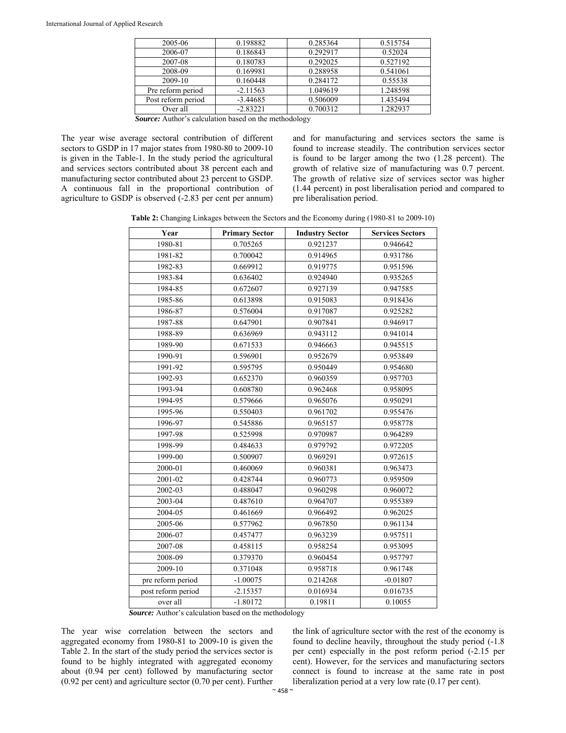| 2005-06 | 0.198882 | 0.285364 | 0.515754 |
|---|---|---|---|
| 2006-07 | 0.186843 | 0.292917 | 0.52024 |
| 2007-08 | 0.180783 | 0.292025 | 0.527192 |
| 2008-09 | 0.169981 | 0.288958 | 0.541061 |
| 2009-10 | 0.160448 | 0.284172 | 0.55538 |
| Pre reform period | -2.11563 | 1.049619 | 1.248598 |
| Post reform period | -3.44685 | 0.506009 | 1.435494 |
| Over all | -2.83221 | 0.700312 | 1.282937 |

***Source:*** Author's calculation based on the methodology

The year wise average sectoral contribution of different sectors to GSDP in 17 major states from 1980-80 to 2009-10 is given in the Table-1. In the study period the agricultural and services sectors contributed about 38 percent each and manufacturing sector contributed about 23 percent to GSDP. A continuous fall in the proportional contribution of agriculture to GSDP is observed (-2.83 per cent per annum) and for manufacturing and services sectors the same is found to increase steadily. The contribution services sector is found to be larger among the two (1.28 percent). The growth of relative size of manufacturing was 0.7 percent. The growth of relative size of services sector was higher (1.44 percent) in post liberalisation period and compared to pre liberalisation period.

**Table 2:** Changing Linkages between the Sectors and the Economy during (1980-81 to 2009-10)

| Year | Primary Sector | Industry Sector | Services Sectors |
|---|---|---|---|
| 1980-81 | 0.705265 | 0.921237 | 0.946642 |
| 1981-82 | 0.700042 | 0.914965 | 0.931786 |
| 1982-83 | 0.669912 | 0.919775 | 0.951596 |
| 1983-84 | 0.636402 | 0.924940 | 0.935265 |
| 1984-85 | 0.672607 | 0.927139 | 0.947585 |
| 1985-86 | 0.613898 | 0.915083 | 0.918436 |
| 1986-87 | 0.576004 | 0.917087 | 0.925282 |
| 1987-88 | 0.647901 | 0.907841 | 0.946917 |
| 1988-89 | 0.636969 | 0.943112 | 0.941014 |
| 1989-90 | 0.671533 | 0.946663 | 0.945515 |
| 1990-91 | 0.596901 | 0.952679 | 0.953849 |
| 1991-92 | 0.595795 | 0.950449 | 0.954680 |
| 1992-93 | 0.652370 | 0.960359 | 0.957703 |
| 1993-94 | 0.608780 | 0.962468 | 0.958095 |
| 1994-95 | 0.579666 | 0.965076 | 0.950291 |
| 1995-96 | 0.550403 | 0.961702 | 0.955476 |
| 1996-97 | 0.545886 | 0.965157 | 0.958778 |
| 1997-98 | 0.525998 | 0.970987 | 0.964289 |
| 1998-99 | 0.484633 | 0.979792 | 0.972205 |
| 1999-00 | 0.500907 | 0.969291 | 0.972615 |
| 2000-01 | 0.460069 | 0.960381 | 0.963473 |
| 2001-02 | 0.428744 | 0.960773 | 0.959509 |
| 2002-03 | 0.488047 | 0.960298 | 0.960072 |
| 2003-04 | 0.487610 | 0.964707 | 0.955389 |
| 2004-05 | 0.461669 | 0.966492 | 0.962025 |
| 2005-06 | 0.577962 | 0.967850 | 0.961134 |
| 2006-07 | 0.457477 | 0.963239 | 0.957511 |
| 2007-08 | 0.458115 | 0.958254 | 0.953095 |
| 2008-09 | 0.379370 | 0.960454 | 0.957797 |
| 2009-10 | 0.371048 | 0.958718 | 0.961748 |
| pre reform period | -1.00075 | 0.214268 | -0.01807 |
| post reform period | -2.15357 | 0.016934 | 0.016735 |
| over all | -1.80172 | 0.19811 | 0.10055 |

***Source:*** Author's calculation based on the methodology

The year wise correlation between the sectors and aggregated economy from 1980-81 to 2009-10 is given the Table 2. In the start of the study period the services sector is found to be highly integrated with aggregated economy about (0.94 per cent) followed by manufacturing sector (0.92 per cent) and agriculture sector (0.70 per cent). Further the link of agriculture sector with the rest of the economy is found to decline heavily, throughout the study period (-1.8 per cent) especially in the post reform period (-2.15 per cent). However, for the services and manufacturing sectors connect is found to increase at the same rate in post liberalization period at a very low rate (0.17 per cent).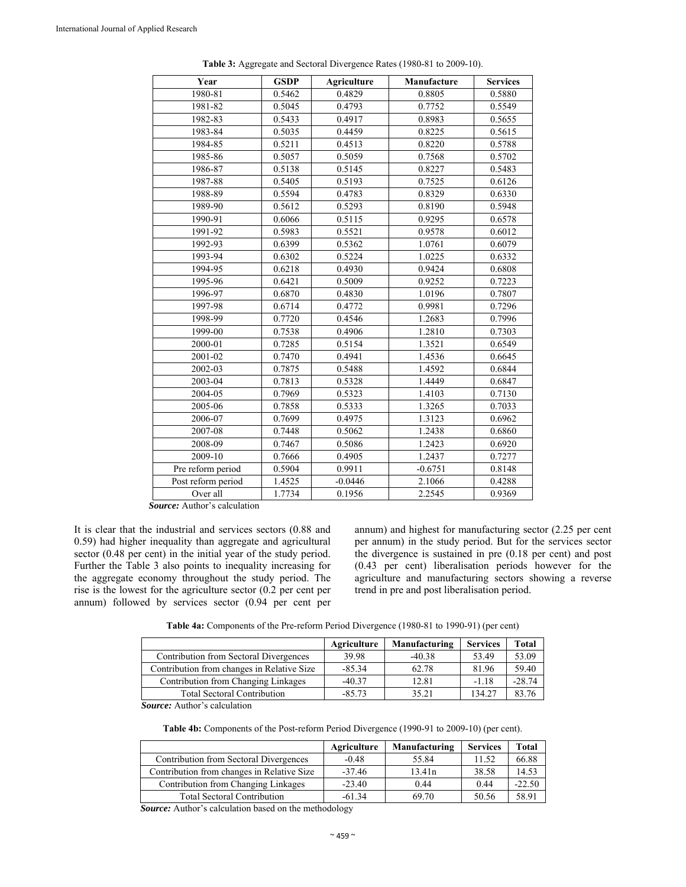**Table 3:** Aggregate and Sectoral Divergence Rates (1980-81 to 2009-10).

| Year | GSDP | Agriculture | Manufacture | Services |
|---|---|---|---|---|
| 1980-81 | 0.5462 | 0.4829 | 0.8805 | 0.5880 |
| 1981-82 | 0.5045 | 0.4793 | 0.7752 | 0.5549 |
| 1982-83 | 0.5433 | 0.4917 | 0.8983 | 0.5655 |
| 1983-84 | 0.5035 | 0.4459 | 0.8225 | 0.5615 |
| 1984-85 | 0.5211 | 0.4513 | 0.8220 | 0.5788 |
| 1985-86 | 0.5057 | 0.5059 | 0.7568 | 0.5702 |
| 1986-87 | 0.5138 | 0.5145 | 0.8227 | 0.5483 |
| 1987-88 | 0.5405 | 0.5193 | 0.7525 | 0.6126 |
| 1988-89 | 0.5594 | 0.4783 | 0.8329 | 0.6330 |
| 1989-90 | 0.5612 | 0.5293 | 0.8190 | 0.5948 |
| 1990-91 | 0.6066 | 0.5115 | 0.9295 | 0.6578 |
| 1991-92 | 0.5983 | 0.5521 | 0.9578 | 0.6012 |
| 1992-93 | 0.6399 | 0.5362 | 1.0761 | 0.6079 |
| 1993-94 | 0.6302 | 0.5224 | 1.0225 | 0.6332 |
| 1994-95 | 0.6218 | 0.4930 | 0.9424 | 0.6808 |
| 1995-96 | 0.6421 | 0.5009 | 0.9252 | 0.7223 |
| 1996-97 | 0.6870 | 0.4830 | 1.0196 | 0.7807 |
| 1997-98 | 0.6714 | 0.4772 | 0.9981 | 0.7296 |
| 1998-99 | 0.7720 | 0.4546 | 1.2683 | 0.7996 |
| 1999-00 | 0.7538 | 0.4906 | 1.2810 | 0.7303 |
| 2000-01 | 0.7285 | 0.5154 | 1.3521 | 0.6549 |
| 2001-02 | 0.7470 | 0.4941 | 1.4536 | 0.6645 |
| 2002-03 | 0.7875 | 0.5488 | 1.4592 | 0.6844 |
| 2003-04 | 0.7813 | 0.5328 | 1.4449 | 0.6847 |
| 2004-05 | 0.7969 | 0.5323 | 1.4103 | 0.7130 |
| 2005-06 | 0.7858 | 0.5333 | 1.3265 | 0.7033 |
| 2006-07 | 0.7699 | 0.4975 | 1.3123 | 0.6962 |
| 2007-08 | 0.7448 | 0.5062 | 1.2438 | 0.6860 |
| 2008-09 | 0.7467 | 0.5086 | 1.2423 | 0.6920 |
| 2009-10 | 0.7666 | 0.4905 | 1.2437 | 0.7277 |
| Pre reform period | 0.5904 | 0.9911 | -0.6751 | 0.8148 |
| Post reform period | 1.4525 | -0.0446 | 2.1066 | 0.4288 |
| Over all | 1.7734 | 0.1956 | 2.2545 | 0.9369 |

***Source:*** Author's calculation

It is clear that the industrial and services sectors (0.88 and 0.59) had higher inequality than aggregate and agricultural sector (0.48 per cent) in the initial year of the study period. Further the Table 3 also points to inequality increasing for the aggregate economy throughout the study period. The rise is the lowest for the agriculture sector (0.2 per cent per annum) followed by services sector (0.94 per cent per annum) and highest for manufacturing sector (2.25 per cent per annum) in the study period. But for the services sector the divergence is sustained in pre (0.18 per cent) and post (0.43 per cent) liberalisation periods however for the agriculture and manufacturing sectors showing a reverse trend in pre and post liberalisation period.

**Table 4a:** Components of the Pre-reform Period Divergence (1980-81 to 1990-91) (per cent)

| | Agriculture | Manufacturing | Services | Total |
|---|---|---|---|---|
| Contribution from Sectoral Divergences | 39.98 | -40.38 | 53.49 | 53.09 |
| Contribution from changes in Relative Size | -85.34 | 62.78 | 81.96 | 59.40 |
| Contribution from Changing Linkages | -40.37 | 12.81 | -1.18 | -28.74 |
| Total Sectoral Contribution | -85.73 | 35.21 | 134.27 | 83.76 |

***Source:*** Author's calculation

**Table 4b:** Components of the Post-reform Period Divergence (1990-91 to 2009-10) (per cent).

| | Agriculture | Manufacturing | Services | Total |
|---|---|---|---|---|
| Contribution from Sectoral Divergences | -0.48 | 55.84 | 11.52 | 66.88 |
| Contribution from changes in Relative Size | -37.46 | 13.41n | 38.58 | 14.53 |
| Contribution from Changing Linkages | -23.40 | 0.44 | 0.44 | -22.50 |
| Total Sectoral Contribution | -61.34 | 69.70 | 50.56 | 58.91 |

***Source:*** Author's calculation based on the methodology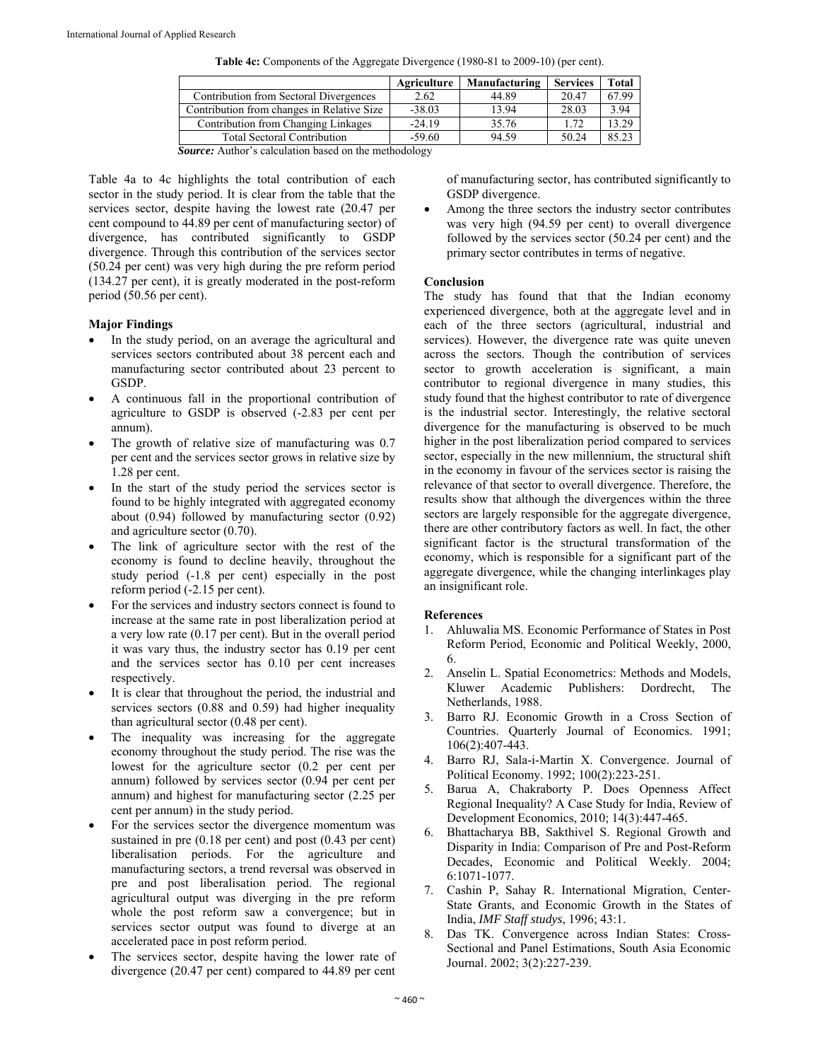**Table 4c:** Components of the Aggregate Divergence (1980-81 to 2009-10) (per cent).

| | Agriculture | Manufacturing | Services | Total |
|---|---|---|---|---|
| Contribution from Sectoral Divergences | 2.62 | 44.89 | 20.47 | 67.99 |
| Contribution from changes in Relative Size | -38.03 | 13.94 | 28.03 | 3.94 |
| Contribution from Changing Linkages | -24.19 | 35.76 | 1.72 | 13.29 |
| Total Sectoral Contribution | -59.60 | 94.59 | 50.24 | 85.23 |

***Source:*** Author's calculation based on the methodology

Table 4a to 4c highlights the total contribution of each sector in the study period. It is clear from the table that the services sector, despite having the lowest rate (20.47 per cent compound to 44.89 per cent of manufacturing sector) of divergence, has contributed significantly to GSDP divergence. Through this contribution of the services sector (50.24 per cent) was very high during the pre reform period (134.27 per cent), it is greatly moderated in the post-reform period (50.56 per cent).

## Major Findings

- In the study period, on an average the agricultural and services sectors contributed about 38 percent each and manufacturing sector contributed about 23 percent to GSDP.
- A continuous fall in the proportional contribution of agriculture to GSDP is observed (-2.83 per cent per annum).
- The growth of relative size of manufacturing was 0.7 per cent and the services sector grows in relative size by 1.28 per cent.
- In the start of the study period the services sector is found to be highly integrated with aggregated economy about (0.94) followed by manufacturing sector (0.92) and agriculture sector (0.70).
- The link of agriculture sector with the rest of the economy is found to decline heavily, throughout the study period (-1.8 per cent) especially in the post reform period (-2.15 per cent).
- For the services and industry sectors connect is found to increase at the same rate in post liberalization period at a very low rate (0.17 per cent). But in the overall period it was vary thus, the industry sector has 0.19 per cent and the services sector has 0.10 per cent increases respectively.
- It is clear that throughout the period, the industrial and services sectors (0.88 and 0.59) had higher inequality than agricultural sector (0.48 per cent).
- The inequality was increasing for the aggregate economy throughout the study period. The rise was the lowest for the agriculture sector (0.2 per cent per annum) followed by services sector (0.94 per cent per annum) and highest for manufacturing sector (2.25 per cent per annum) in the study period.
- For the services sector the divergence momentum was sustained in pre (0.18 per cent) and post (0.43 per cent) liberalisation periods. For the agriculture and manufacturing sectors, a trend reversal was observed in pre and post liberalisation period. The regional agricultural output was diverging in the pre reform whole the post reform saw a convergence; but in services sector output was found to diverge at an accelerated pace in post reform period.
- The services sector, despite having the lower rate of divergence (20.47 per cent) compared to 44.89 per cent of manufacturing sector, has contributed significantly to GSDP divergence.
- Among the three sectors the industry sector contributes was very high (94.59 per cent) to overall divergence followed by the services sector (50.24 per cent) and the primary sector contributes in terms of negative.

## Conclusion

The study has found that that the Indian economy experienced divergence, both at the aggregate level and in each of the three sectors (agricultural, industrial and services). However, the divergence rate was quite uneven across the sectors. Though the contribution of services sector to growth acceleration is significant, a main contributor to regional divergence in many studies, this study found that the highest contributor to rate of divergence is the industrial sector. Interestingly, the relative sectoral divergence for the manufacturing is observed to be much higher in the post liberalization period compared to services sector, especially in the new millennium, the structural shift in the economy in favour of the services sector is raising the relevance of that sector to overall divergence. Therefore, the results show that although the divergences within the three sectors are largely responsible for the aggregate divergence, there are other contributory factors as well. In fact, the other significant factor is the structural transformation of the economy, which is responsible for a significant part of the aggregate divergence, while the changing interlinkages play an insignificant role.

## References

1. Ahluwalia MS. Economic Performance of States in Post Reform Period, Economic and Political Weekly, 2000, 6.
2. Anselin L. Spatial Econometrics: Methods and Models, Kluwer Academic Publishers: Dordrecht, The Netherlands, 1988.
3. Barro RJ. Economic Growth in a Cross Section of Countries. Quarterly Journal of Economics. 1991; 106(2):407-443.
4. Barro RJ, Sala-i-Martin X. Convergence. Journal of Political Economy. 1992; 100(2):223-251.
5. Barua A, Chakraborty P. Does Openness Affect Regional Inequality? A Case Study for India, Review of Development Economics, 2010; 14(3):447-465.
6. Bhattacharya BB, Sakthivel S. Regional Growth and Disparity in India: Comparison of Pre and Post-Reform Decades, Economic and Political Weekly. 2004; 6:1071-1077.
7. Cashin P, Sahay R. International Migration, Center-State Grants, and Economic Growth in the States of India, *IMF Staff studys*, 1996; 43:1.
8. Das TK. Convergence across Indian States: Cross-Sectional and Panel Estimations, South Asia Economic Journal. 2002; 3(2):227-239.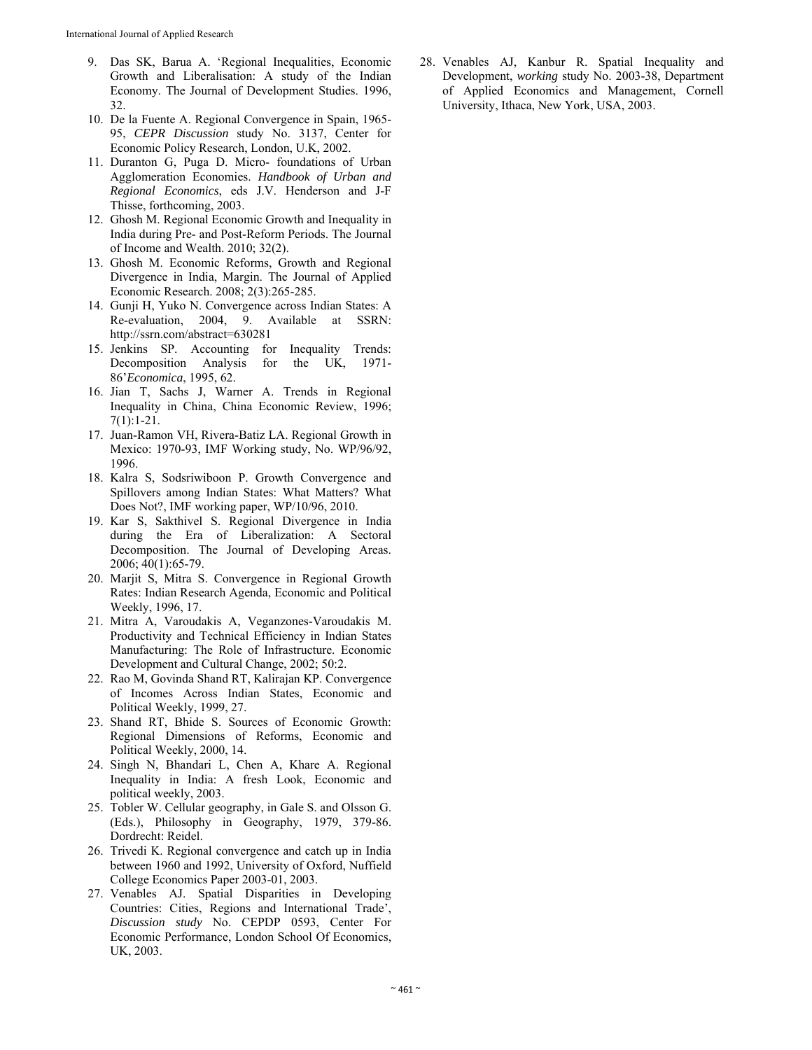9. Das SK, Barua A. 'Regional Inequalities, Economic Growth and Liberalisation: A study of the Indian Economy. The Journal of Development Studies. 1996, 32.
10. De la Fuente A. Regional Convergence in Spain, 1965-95, *CEPR Discussion* study No. 3137, Center for Economic Policy Research, London, U.K, 2002.
11. Duranton G, Puga D. Micro- foundations of Urban Agglomeration Economies. *Handbook of Urban and Regional Economics*, eds J.V. Henderson and J-F Thisse, forthcoming, 2003.
12. Ghosh M. Regional Economic Growth and Inequality in India during Pre- and Post-Reform Periods. The Journal of Income and Wealth. 2010; 32(2).
13. Ghosh M. Economic Reforms, Growth and Regional Divergence in India, Margin. The Journal of Applied Economic Research. 2008; 2(3):265-285.
14. Gunji H, Yuko N. Convergence across Indian States: A Re-evaluation, 2004, 9. Available at SSRN: http://ssrn.com/abstract=630281
15. Jenkins SP. Accounting for Inequality Trends: Decomposition Analysis for the UK, 1971-86'*Economica*, 1995, 62.
16. Jian T, Sachs J, Warner A. Trends in Regional Inequality in China, China Economic Review, 1996; 7(1):1-21.
17. Juan-Ramon VH, Rivera-Batiz LA. Regional Growth in Mexico: 1970-93, IMF Working study, No. WP/96/92, 1996.
18. Kalra S, Sodsriwiboon P. Growth Convergence and Spillovers among Indian States: What Matters? What Does Not?, IMF working paper, WP/10/96, 2010.
19. Kar S, Sakthivel S. Regional Divergence in India during the Era of Liberalization: A Sectoral Decomposition. The Journal of Developing Areas. 2006; 40(1):65-79.
20. Marjit S, Mitra S. Convergence in Regional Growth Rates: Indian Research Agenda, Economic and Political Weekly, 1996, 17.
21. Mitra A, Varoudakis A, Veganzones-Varoudakis M. Productivity and Technical Efficiency in Indian States Manufacturing: The Role of Infrastructure. Economic Development and Cultural Change, 2002; 50:2.
22. Rao M, Govinda Shand RT, Kalirajan KP. Convergence of Incomes Across Indian States, Economic and Political Weekly, 1999, 27.
23. Shand RT, Bhide S. Sources of Economic Growth: Regional Dimensions of Reforms, Economic and Political Weekly, 2000, 14.
24. Singh N, Bhandari L, Chen A, Khare A. Regional Inequality in India: A fresh Look, Economic and political weekly, 2003.
25. Tobler W. Cellular geography, in Gale S. and Olsson G. (Eds.), Philosophy in Geography, 1979, 379-86. Dordrecht: Reidel.
26. Trivedi K. Regional convergence and catch up in India between 1960 and 1992, University of Oxford, Nuffield College Economics Paper 2003-01, 2003.
27. Venables AJ. Spatial Disparities in Developing Countries: Cities, Regions and International Trade', *Discussion study* No. CEPDP 0593, Center For Economic Performance, London School Of Economics, UK, 2003.
28. Venables AJ, Kanbur R. Spatial Inequality and Development, *working* study No. 2003-38, Department of Applied Economics and Management, Cornell University, Ithaca, New York, USA, 2003.